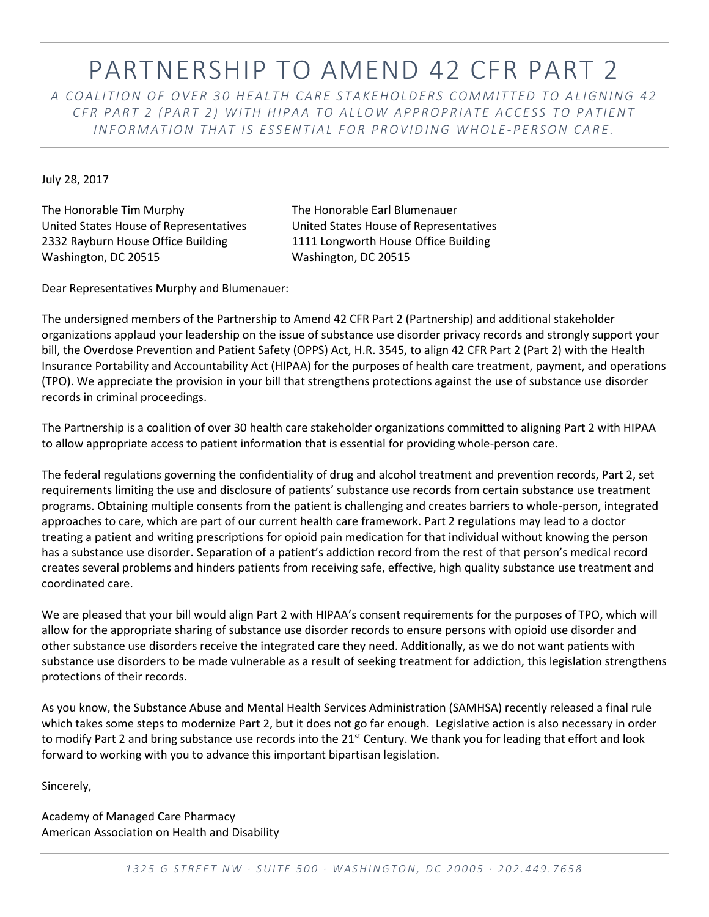# PARTNERSHIP TO AMEND 42 CFR PART 2

*A COALITION OF OVER 30 HEALTH CARE STAKEHOLDERS COMMITTED TO ALIGNING 42 CFR PART 2 (PART 2) WITH HIPAA TO ALLOW APPROPRIATE ACCESS TO PATIENT INFORMATION THAT IS ESSENTIAL FOR PROVIDING WHOLE-PERSON CARE.*

July 28, 2017

The Honorable Tim Murphy
United States House of Representatives
2332 Rayburn House Office Building
Washington, DC 20515

The Honorable Earl Blumenauer
United States House of Representatives
1111 Longworth House Office Building
Washington, DC 20515

Dear Representatives Murphy and Blumenauer:

The undersigned members of the Partnership to Amend 42 CFR Part 2 (Partnership) and additional stakeholder organizations applaud your leadership on the issue of substance use disorder privacy records and strongly support your bill, the Overdose Prevention and Patient Safety (OPPS) Act, H.R. 3545, to align 42 CFR Part 2 (Part 2) with the Health Insurance Portability and Accountability Act (HIPAA) for the purposes of health care treatment, payment, and operations (TPO). We appreciate the provision in your bill that strengthens protections against the use of substance use disorder records in criminal proceedings.

The Partnership is a coalition of over 30 health care stakeholder organizations committed to aligning Part 2 with HIPAA to allow appropriate access to patient information that is essential for providing whole-person care.

The federal regulations governing the confidentiality of drug and alcohol treatment and prevention records, Part 2, set requirements limiting the use and disclosure of patients' substance use records from certain substance use treatment programs. Obtaining multiple consents from the patient is challenging and creates barriers to whole-person, integrated approaches to care, which are part of our current health care framework. Part 2 regulations may lead to a doctor treating a patient and writing prescriptions for opioid pain medication for that individual without knowing the person has a substance use disorder. Separation of a patient's addiction record from the rest of that person's medical record creates several problems and hinders patients from receiving safe, effective, high quality substance use treatment and coordinated care.

We are pleased that your bill would align Part 2 with HIPAA's consent requirements for the purposes of TPO, which will allow for the appropriate sharing of substance use disorder records to ensure persons with opioid use disorder and other substance use disorders receive the integrated care they need. Additionally, as we do not want patients with substance use disorders to be made vulnerable as a result of seeking treatment for addiction, this legislation strengthens protections of their records.

As you know, the Substance Abuse and Mental Health Services Administration (SAMHSA) recently released a final rule which takes some steps to modernize Part 2, but it does not go far enough. Legislative action is also necessary in order to modify Part 2 and bring substance use records into the 21st Century. We thank you for leading that effort and look forward to working with you to advance this important bipartisan legislation.

Sincerely,

Academy of Managed Care Pharmacy
American Association on Health and Disability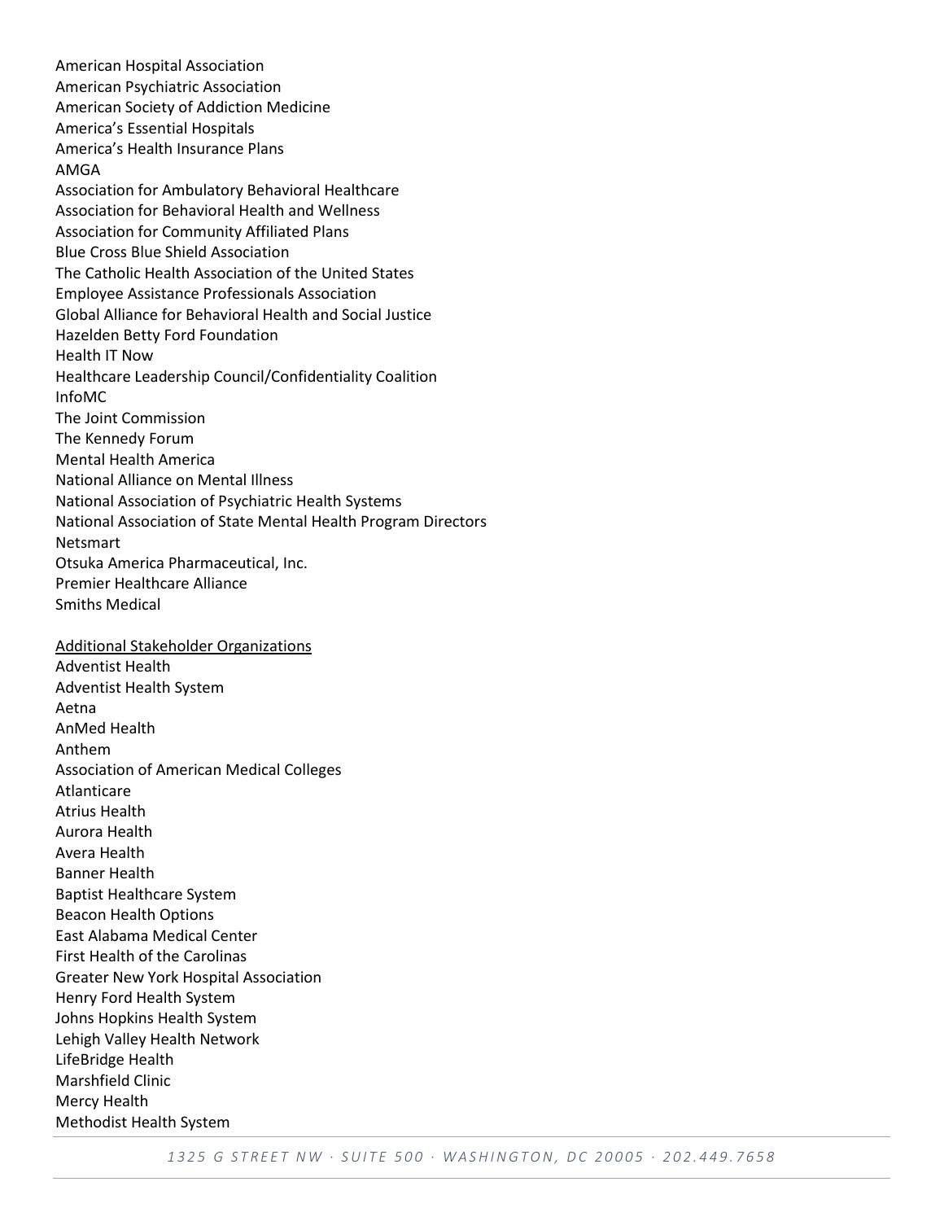American Hospital Association
American Psychiatric Association
American Society of Addiction Medicine
America's Essential Hospitals
America's Health Insurance Plans
AMGA
Association for Ambulatory Behavioral Healthcare
Association for Behavioral Health and Wellness
Association for Community Affiliated Plans
Blue Cross Blue Shield Association
The Catholic Health Association of the United States
Employee Assistance Professionals Association
Global Alliance for Behavioral Health and Social Justice
Hazelden Betty Ford Foundation
Health IT Now
Healthcare Leadership Council/Confidentiality Coalition
InfoMC
The Joint Commission
The Kennedy Forum
Mental Health America
National Alliance on Mental Illness
National Association of Psychiatric Health Systems
National Association of State Mental Health Program Directors
Netsmart
Otsuka America Pharmaceutical, Inc.
Premier Healthcare Alliance
Smiths Medical

<u>Additional Stakeholder Organizations</u>

Adventist Health
Adventist Health System
Aetna
AnMed Health
Anthem
Association of American Medical Colleges
Atlanticare
Atrius Health
Aurora Health
Avera Health
Banner Health
Baptist Healthcare System
Beacon Health Options
East Alabama Medical Center
First Health of the Carolinas
Greater New York Hospital Association
Henry Ford Health System
Johns Hopkins Health System
Lehigh Valley Health Network
LifeBridge Health
Marshfield Clinic
Mercy Health
Methodist Health System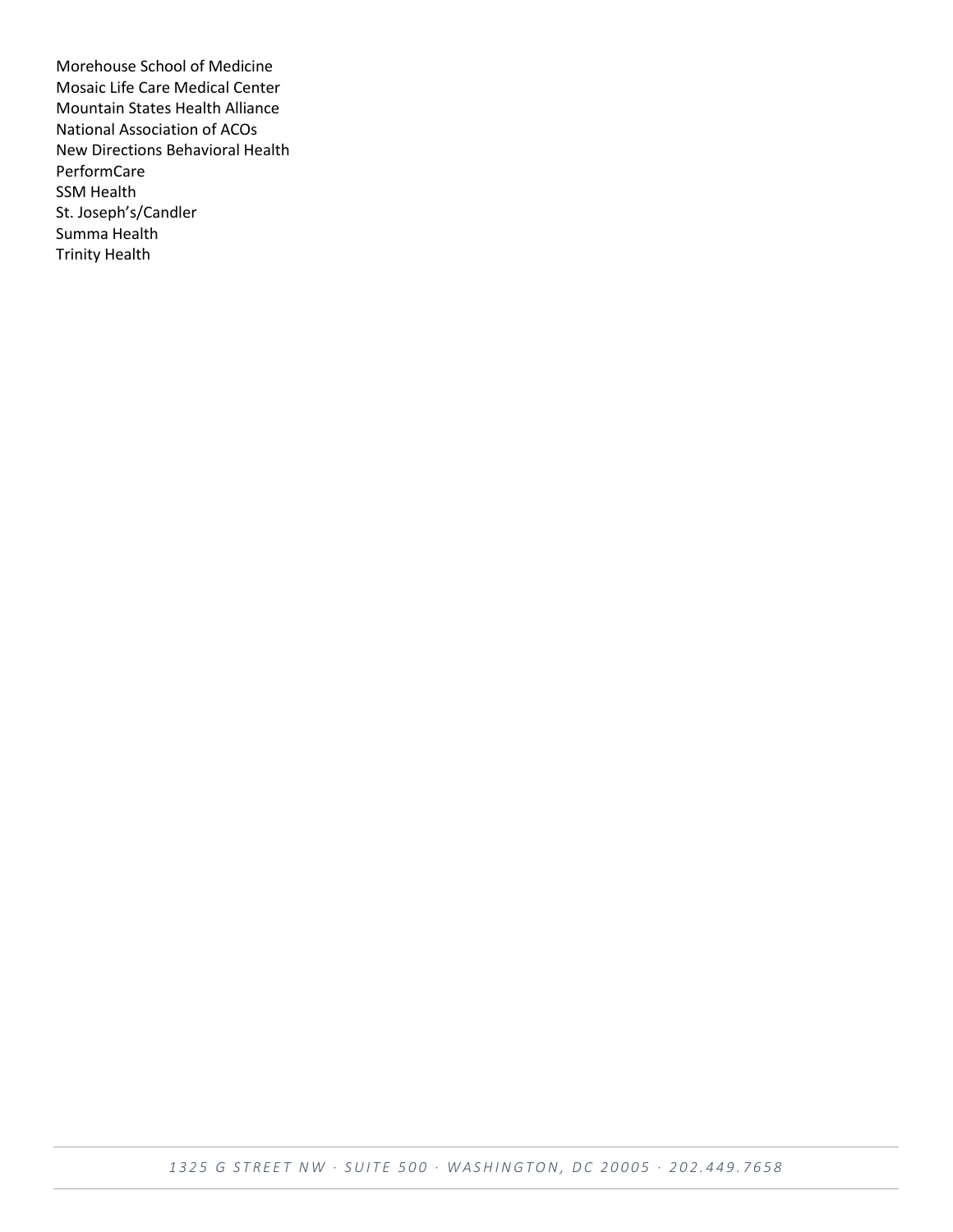Morehouse School of Medicine
Mosaic Life Care Medical Center
Mountain States Health Alliance
National Association of ACOs
New Directions Behavioral Health
PerformCare
SSM Health
St. Joseph's/Candler
Summa Health
Trinity Health